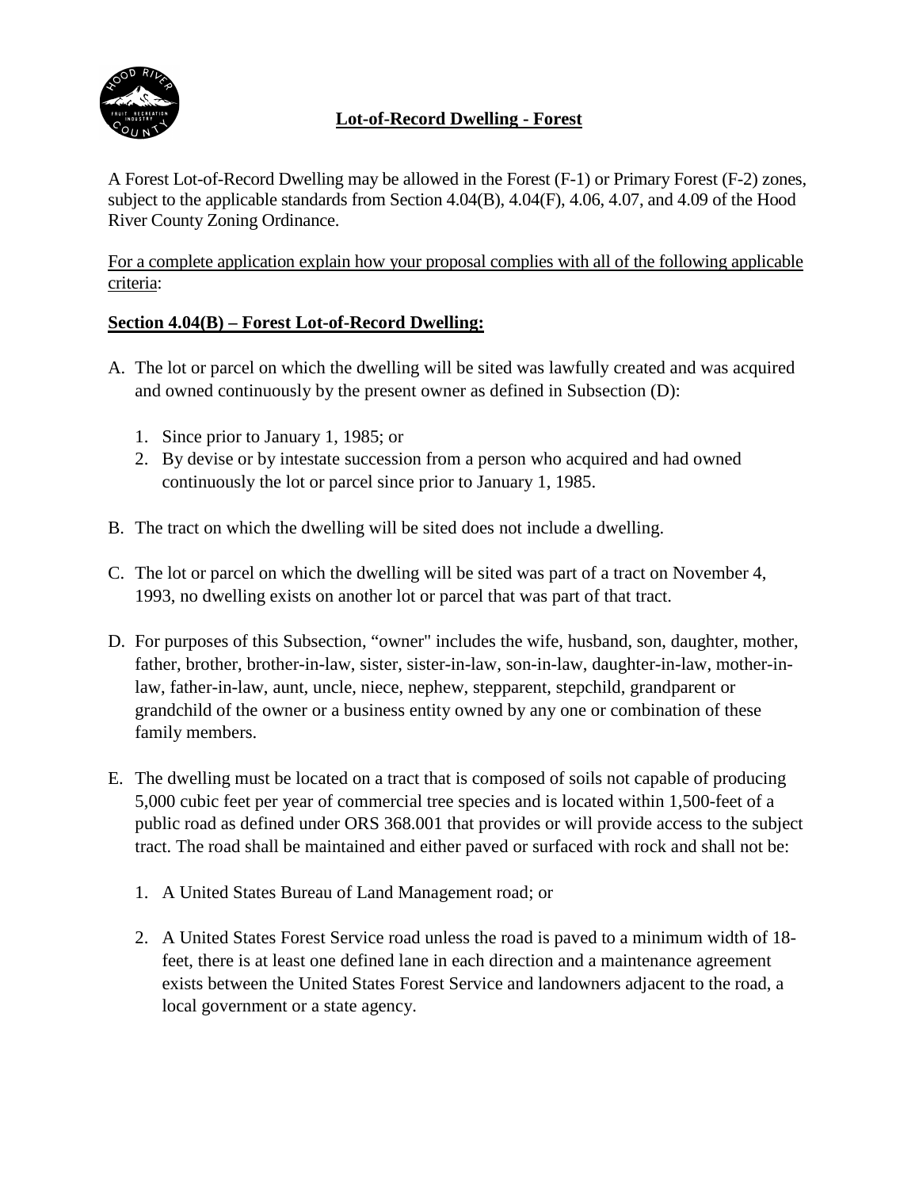# Lot-of-Record Dwelling - Forest

A Forest Lot-of-Record Dwelling may be allowed in the Forest (F-1) or Primary Forest (F-2) zones, subject to the applicable standards from Section 4.04(B), 4.04(F), 4.06, 4.07, and 4.09 of the Hood River County Zoning Ordinance.

For a complete application explain how your proposal complies with all of the following applicable criteria:

## Section 4.04(B) – Forest Lot-of-Record Dwelling:

A. The lot or parcel on which the dwelling will be sited was lawfully created and was acquired and owned continuously by the present owner as defined in Subsection (D):

   1. Since prior to January 1, 1985; or
   2. By devise or by intestate succession from a person who acquired and had owned continuously the lot or parcel since prior to January 1, 1985.

B. The tract on which the dwelling will be sited does not include a dwelling.

C. The lot or parcel on which the dwelling will be sited was part of a tract on November 4, 1993, no dwelling exists on another lot or parcel that was part of that tract.

D. For purposes of this Subsection, “owner" includes the wife, husband, son, daughter, mother, father, brother, brother-in-law, sister, sister-in-law, son-in-law, daughter-in-law, mother-in-law, father-in-law, aunt, uncle, niece, nephew, stepparent, stepchild, grandparent or grandchild of the owner or a business entity owned by any one or combination of these family members.

E. The dwelling must be located on a tract that is composed of soils not capable of producing 5,000 cubic feet per year of commercial tree species and is located within 1,500-feet of a public road as defined under ORS 368.001 that provides or will provide access to the subject tract. The road shall be maintained and either paved or surfaced with rock and shall not be:

   1. A United States Bureau of Land Management road; or

   2. A United States Forest Service road unless the road is paved to a minimum width of 18-feet, there is at least one defined lane in each direction and a maintenance agreement exists between the United States Forest Service and landowners adjacent to the road, a local government or a state agency.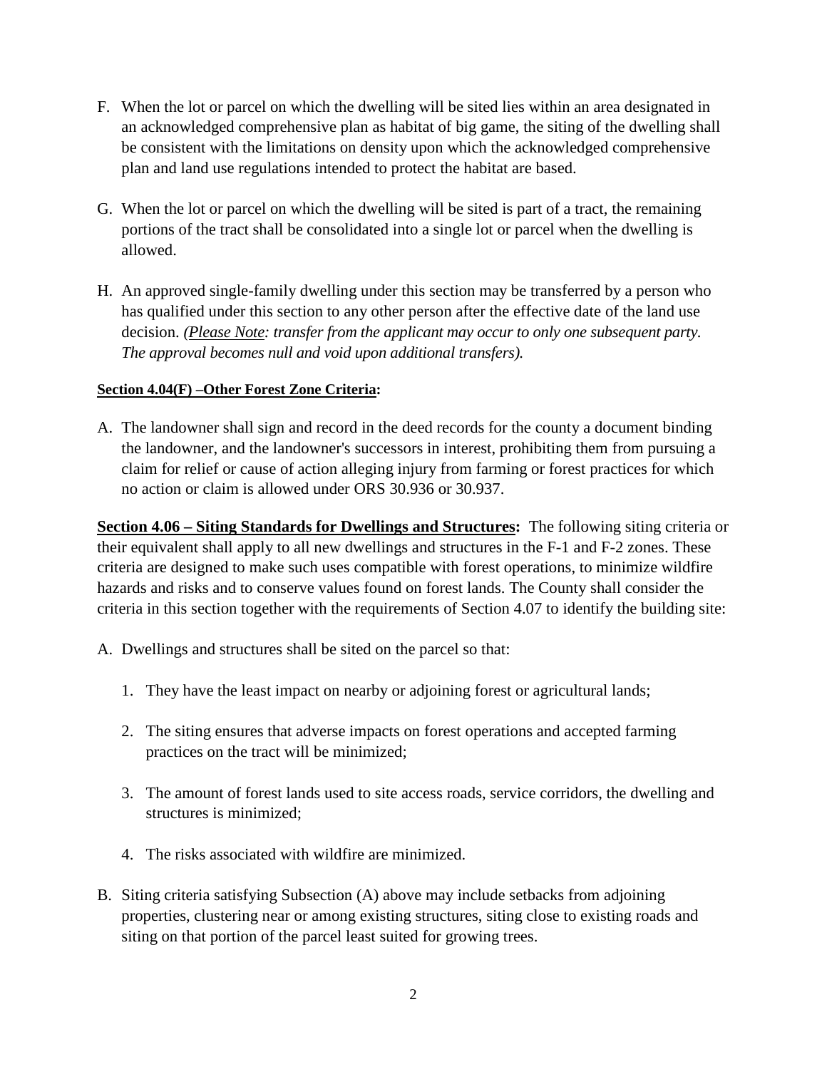F. When the lot or parcel on which the dwelling will be sited lies within an area designated in an acknowledged comprehensive plan as habitat of big game, the siting of the dwelling shall be consistent with the limitations on density upon which the acknowledged comprehensive plan and land use regulations intended to protect the habitat are based.

G. When the lot or parcel on which the dwelling will be sited is part of a tract, the remaining portions of the tract shall be consolidated into a single lot or parcel when the dwelling is allowed.

H. An approved single-family dwelling under this section may be transferred by a person who has qualified under this section to any other person after the effective date of the land use decision. *(Please Note: transfer from the applicant may occur to only one subsequent party. The approval becomes null and void upon additional transfers).*

**Section 4.04(F) –Other Forest Zone Criteria:**

A. The landowner shall sign and record in the deed records for the county a document binding the landowner, and the landowner's successors in interest, prohibiting them from pursuing a claim for relief or cause of action alleging injury from farming or forest practices for which no action or claim is allowed under ORS 30.936 or 30.937.

**Section 4.06 – Siting Standards for Dwellings and Structures:** The following siting criteria or their equivalent shall apply to all new dwellings and structures in the F-1 and F-2 zones. These criteria are designed to make such uses compatible with forest operations, to minimize wildfire hazards and risks and to conserve values found on forest lands. The County shall consider the criteria in this section together with the requirements of Section 4.07 to identify the building site:

A. Dwellings and structures shall be sited on the parcel so that:

   1. They have the least impact on nearby or adjoining forest or agricultural lands;

   2. The siting ensures that adverse impacts on forest operations and accepted farming practices on the tract will be minimized;

   3. The amount of forest lands used to site access roads, service corridors, the dwelling and structures is minimized;

   4. The risks associated with wildfire are minimized.

B. Siting criteria satisfying Subsection (A) above may include setbacks from adjoining properties, clustering near or among existing structures, siting close to existing roads and siting on that portion of the parcel least suited for growing trees.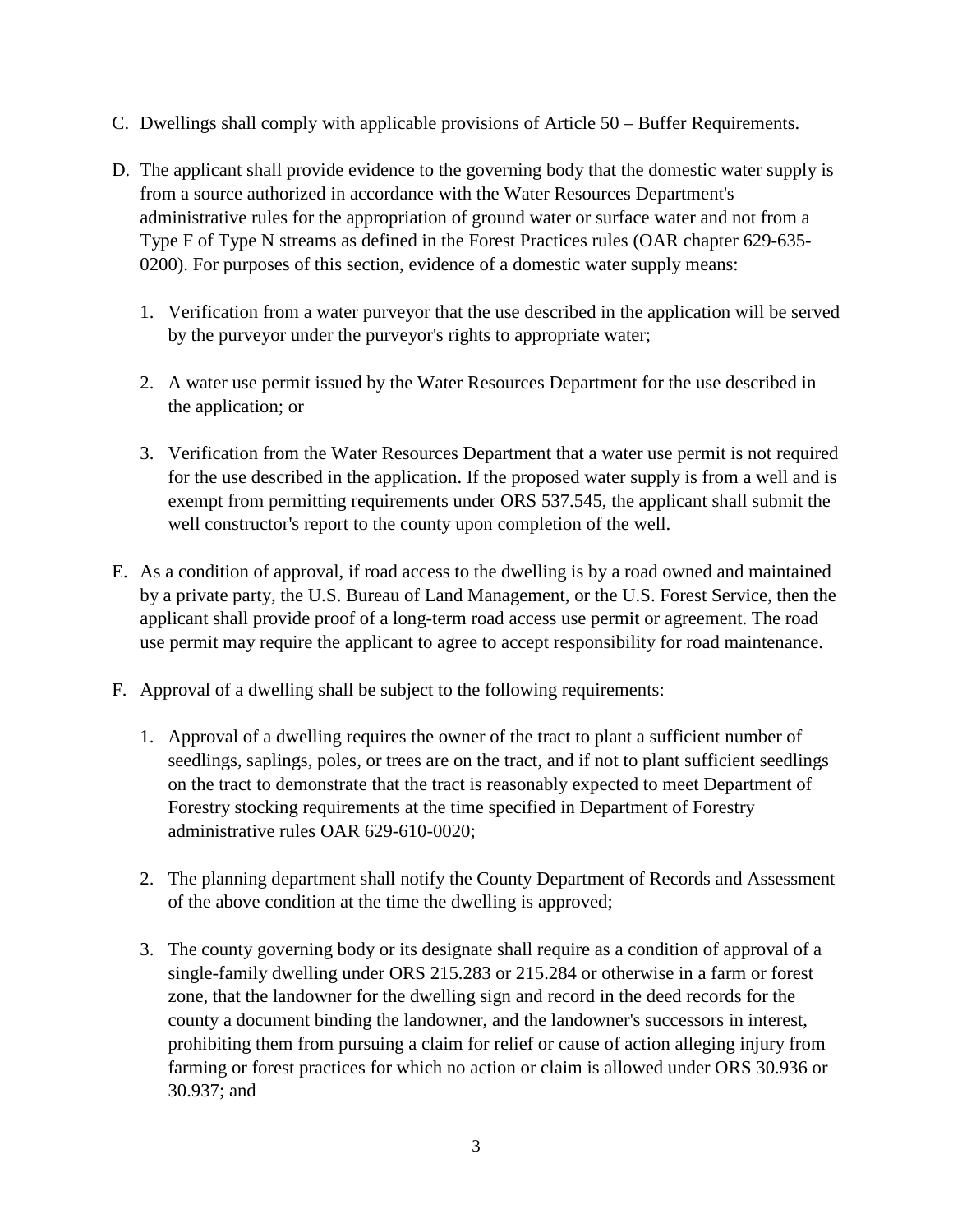C. Dwellings shall comply with applicable provisions of Article 50 – Buffer Requirements.

D. The applicant shall provide evidence to the governing body that the domestic water supply is from a source authorized in accordance with the Water Resources Department's administrative rules for the appropriation of ground water or surface water and not from a Type F of Type N streams as defined in the Forest Practices rules (OAR chapter 629-635-0200). For purposes of this section, evidence of a domestic water supply means:

   1. Verification from a water purveyor that the use described in the application will be served by the purveyor under the purveyor's rights to appropriate water;

   2. A water use permit issued by the Water Resources Department for the use described in the application; or

   3. Verification from the Water Resources Department that a water use permit is not required for the use described in the application. If the proposed water supply is from a well and is exempt from permitting requirements under ORS 537.545, the applicant shall submit the well constructor's report to the county upon completion of the well.

E. As a condition of approval, if road access to the dwelling is by a road owned and maintained by a private party, the U.S. Bureau of Land Management, or the U.S. Forest Service, then the applicant shall provide proof of a long-term road access use permit or agreement. The road use permit may require the applicant to agree to accept responsibility for road maintenance.

F. Approval of a dwelling shall be subject to the following requirements:

   1. Approval of a dwelling requires the owner of the tract to plant a sufficient number of seedlings, saplings, poles, or trees are on the tract, and if not to plant sufficient seedlings on the tract to demonstrate that the tract is reasonably expected to meet Department of Forestry stocking requirements at the time specified in Department of Forestry administrative rules OAR 629-610-0020;

   2. The planning department shall notify the County Department of Records and Assessment of the above condition at the time the dwelling is approved;

   3. The county governing body or its designate shall require as a condition of approval of a single-family dwelling under ORS 215.283 or 215.284 or otherwise in a farm or forest zone, that the landowner for the dwelling sign and record in the deed records for the county a document binding the landowner, and the landowner's successors in interest, prohibiting them from pursuing a claim for relief or cause of action alleging injury from farming or forest practices for which no action or claim is allowed under ORS 30.936 or 30.937; and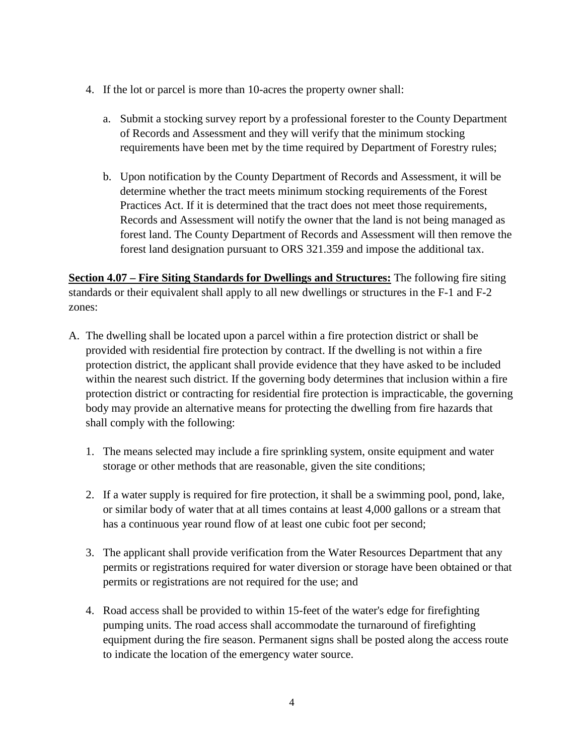4. If the lot or parcel is more than 10-acres the property owner shall:

   a. Submit a stocking survey report by a professional forester to the County Department of Records and Assessment and they will verify that the minimum stocking requirements have been met by the time required by Department of Forestry rules;

   b. Upon notification by the County Department of Records and Assessment, it will be determine whether the tract meets minimum stocking requirements of the Forest Practices Act. If it is determined that the tract does not meet those requirements, Records and Assessment will notify the owner that the land is not being managed as forest land. The County Department of Records and Assessment will then remove the forest land designation pursuant to ORS 321.359 and impose the additional tax.

**Section 4.07 – Fire Siting Standards for Dwellings and Structures:** The following fire siting standards or their equivalent shall apply to all new dwellings or structures in the F-1 and F-2 zones:

A. The dwelling shall be located upon a parcel within a fire protection district or shall be provided with residential fire protection by contract. If the dwelling is not within a fire protection district, the applicant shall provide evidence that they have asked to be included within the nearest such district. If the governing body determines that inclusion within a fire protection district or contracting for residential fire protection is impracticable, the governing body may provide an alternative means for protecting the dwelling from fire hazards that shall comply with the following:

   1. The means selected may include a fire sprinkling system, onsite equipment and water storage or other methods that are reasonable, given the site conditions;

   2. If a water supply is required for fire protection, it shall be a swimming pool, pond, lake, or similar body of water that at all times contains at least 4,000 gallons or a stream that has a continuous year round flow of at least one cubic foot per second;

   3. The applicant shall provide verification from the Water Resources Department that any permits or registrations required for water diversion or storage have been obtained or that permits or registrations are not required for the use; and

   4. Road access shall be provided to within 15-feet of the water's edge for firefighting pumping units. The road access shall accommodate the turnaround of firefighting equipment during the fire season. Permanent signs shall be posted along the access route to indicate the location of the emergency water source.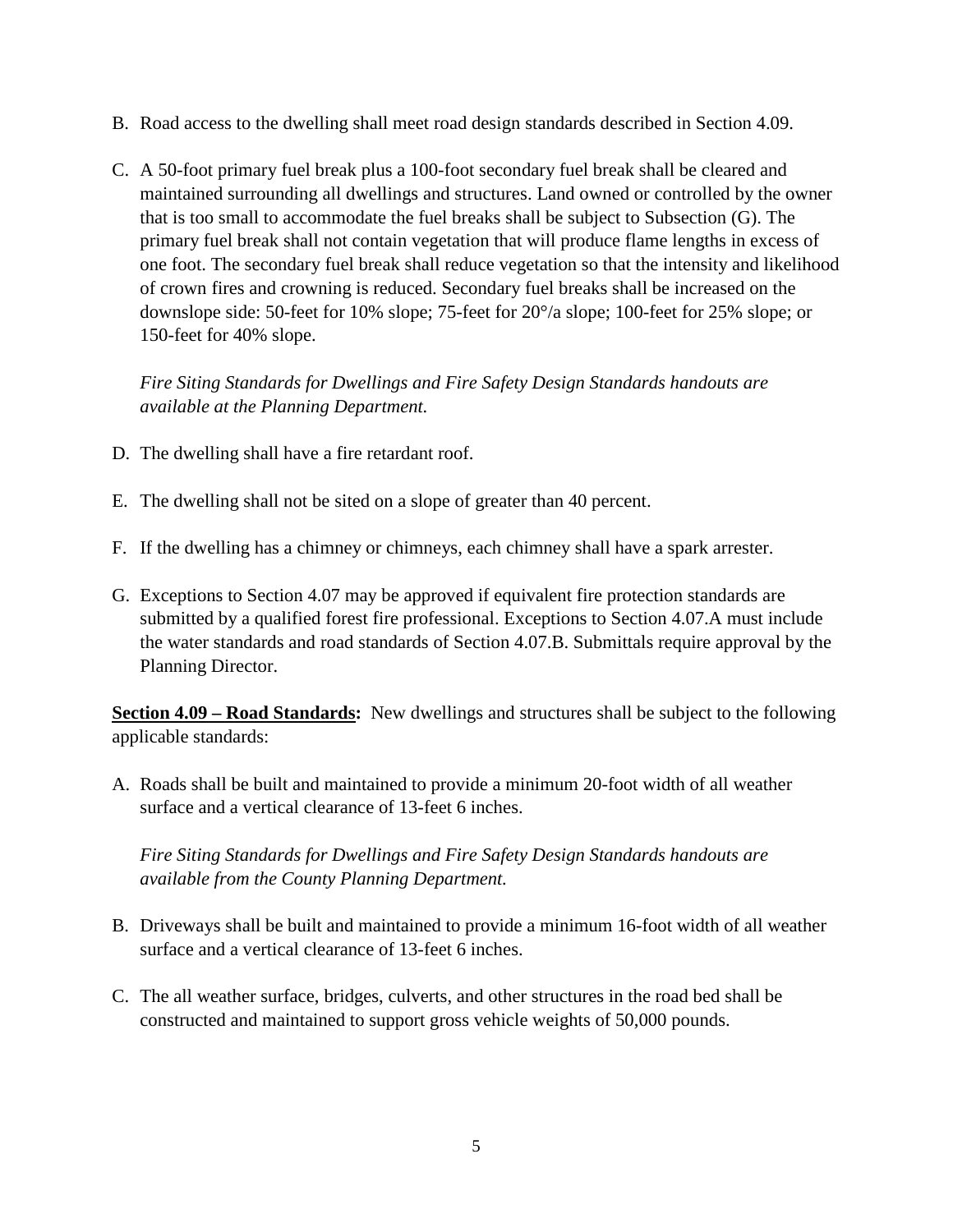B. Road access to the dwelling shall meet road design standards described in Section 4.09.

C. A 50-foot primary fuel break plus a 100-foot secondary fuel break shall be cleared and maintained surrounding all dwellings and structures. Land owned or controlled by the owner that is too small to accommodate the fuel breaks shall be subject to Subsection (G). The primary fuel break shall not contain vegetation that will produce flame lengths in excess of one foot. The secondary fuel break shall reduce vegetation so that the intensity and likelihood of crown fires and crowning is reduced. Secondary fuel breaks shall be increased on the downslope side: 50-feet for 10% slope; 75-feet for 20°/a slope; 100-feet for 25% slope; or 150-feet for 40% slope.

   *Fire Siting Standards for Dwellings and Fire Safety Design Standards handouts are available at the Planning Department.*

D. The dwelling shall have a fire retardant roof.

E. The dwelling shall not be sited on a slope of greater than 40 percent.

F. If the dwelling has a chimney or chimneys, each chimney shall have a spark arrester.

G. Exceptions to Section 4.07 may be approved if equivalent fire protection standards are submitted by a qualified forest fire professional. Exceptions to Section 4.07.A must include the water standards and road standards of Section 4.07.B. Submittals require approval by the Planning Director.

**<u>Section 4.09 – Road Standards</u>:** New dwellings and structures shall be subject to the following applicable standards:

A. Roads shall be built and maintained to provide a minimum 20-foot width of all weather surface and a vertical clearance of 13-feet 6 inches.

   *Fire Siting Standards for Dwellings and Fire Safety Design Standards handouts are available from the County Planning Department.*

B. Driveways shall be built and maintained to provide a minimum 16-foot width of all weather surface and a vertical clearance of 13-feet 6 inches.

C. The all weather surface, bridges, culverts, and other structures in the road bed shall be constructed and maintained to support gross vehicle weights of 50,000 pounds.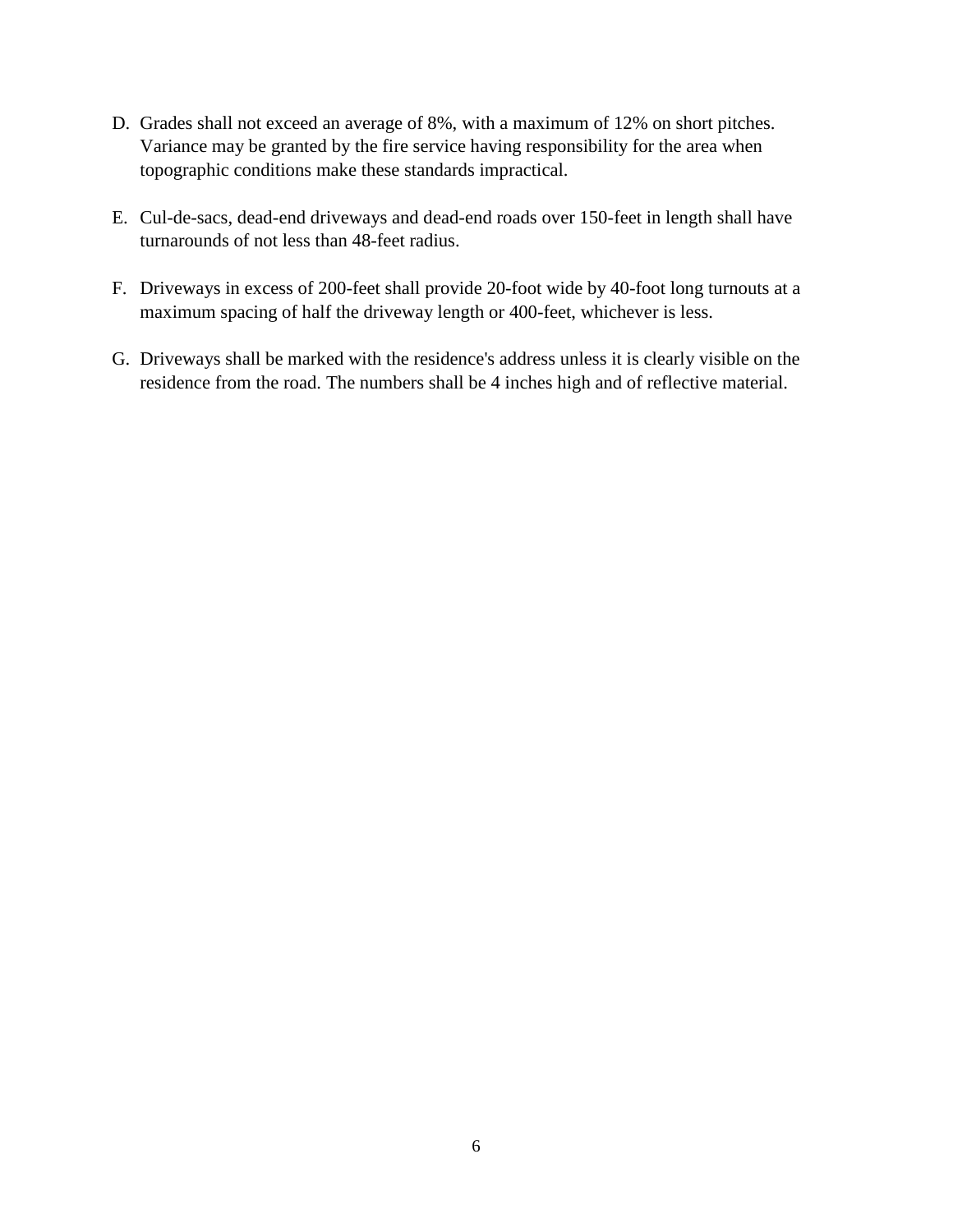D. Grades shall not exceed an average of 8%, with a maximum of 12% on short pitches. Variance may be granted by the fire service having responsibility for the area when topographic conditions make these standards impractical.

E. Cul-de-sacs, dead-end driveways and dead-end roads over 150-feet in length shall have turnarounds of not less than 48-feet radius.

F. Driveways in excess of 200-feet shall provide 20-foot wide by 40-foot long turnouts at a maximum spacing of half the driveway length or 400-feet, whichever is less.

G. Driveways shall be marked with the residence's address unless it is clearly visible on the residence from the road. The numbers shall be 4 inches high and of reflective material.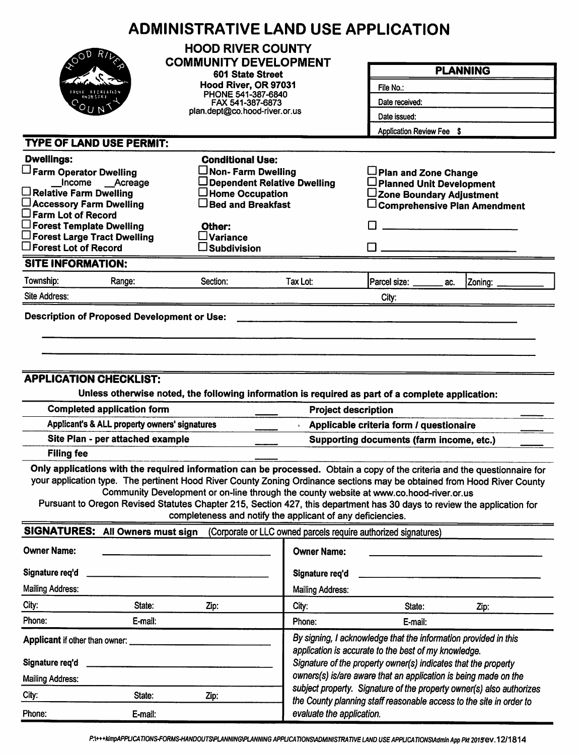# ADMINISTRATIVE LAND USE APPLICATION

**HOOD RIVER COUNTY**
**COMMUNITY DEVELOPMENT**
**601 State Street**
**Hood River, OR 97031**
PHONE 541-387-6840
FAX 541-387-6873
plan.dept@co.hood-river.or.us

| **PLANNING** |
|---|
| File No.: |
| Date received: |
| Date issued: |
| Application Review Fee $ |

## TYPE OF LAND USE PERMIT:

**Dwellings:**
- ☐ **Farm Operator Dwelling**
  - __Income __Acreage
- ☐ **Relative Farm Dwelling**
- ☐ **Accessory Farm Dwelling**
- ☐ **Farm Lot of Record**
- ☐ **Forest Template Dwelling**
- ☐ **Forest Large Tract Dwelling**
- ☐ **Forest Lot of Record**

**Conditional Use:**
- ☐ **Non- Farm Dwelling**
- ☐ **Dependent Relative Dwelling**
- ☐ **Home Occupation**
- ☐ **Bed and Breakfast**

**Other:**
- ☐ **Variance**
- ☐ **Subdivision**

- ☐ **Plan and Zone Change**
- ☐ **Planned Unit Development**
- ☐ **Zone Boundary Adjustment**
- ☐ **Comprehensive Plan Amendment**
- ☐ ____________________
- ☐ ____________________

## SITE INFORMATION:

| Township: | Range: | Section: | Tax Lot: | Parcel size: ______ ac. | Zoning: ________ |
|---|---|---|---|---|---|
| Site Address: | | | | City: | |

**Description of Proposed Development or Use:** ________________________________________

________________________________________________________________________

________________________________________________________________________

## APPLICATION CHECKLIST:

**Unless otherwise noted, the following information is required as part of a complete application:**

| | | | |
|---|---|---|---|
| **Completed application form** | ____ | **Project description** | ____ |
| **Applicant's & ALL property owners' signatures** | ____ | **Applicable criteria form / questionaire** | ____ |
| **Site Plan - per attached example** | ____ | **Supporting documents (farm income, etc.)** | ____ |
| **Filing fee** | ____ | | |

**Only applications with the required information can be processed.** Obtain a copy of the criteria and the questionnaire for your application type. The pertinent Hood River County Zoning Ordinance sections may be obtained from Hood River County Community Development or on-line through the county website at www.co.hood-river.or.us

Pursuant to Oregon Revised Statutes Chapter 215, Section 427, this department has 30 days to review the application for completeness and notify the applicant of any deficiencies.

## SIGNATURES: All Owners must sign (Corporate or LLC owned parcels require authorized signatures)

| | | | | | |
|---|---|---|---|---|---|
| **Owner Name:** | | | **Owner Name:** | | |
| **Signature req'd** | | | **Signature req'd** | | |
| Mailing Address: | | | Mailing Address: | | |
| City: | State: | Zip: | City: | State: | Zip: |
| Phone: | E-mail: | | Phone: | E-mail: | |

**Applicant** if other than owner: ____________________

**Signature req'd** ____________________

Mailing Address:

City: State: Zip:

Phone: E-mail:

*By signing, I acknowledge that the information provided in this application is accurate to the best of my knowledge. Signature of the property owner(s) indicates that the property owners(s) is/are aware that an application is being made on the subject property. Signature of the property owner(s) also authorizes the County planning staff reasonable access to the site in order to evaluate the application.*

*P:\+++kimpAPPLICATIONS-FORMS-HANDOUTS\PLANNING\PLANNING APPLICATIONS\ADMINISTRATIVE LAND USE APPLICATIONS\Admin App Pkt 2015* rev. 12/1814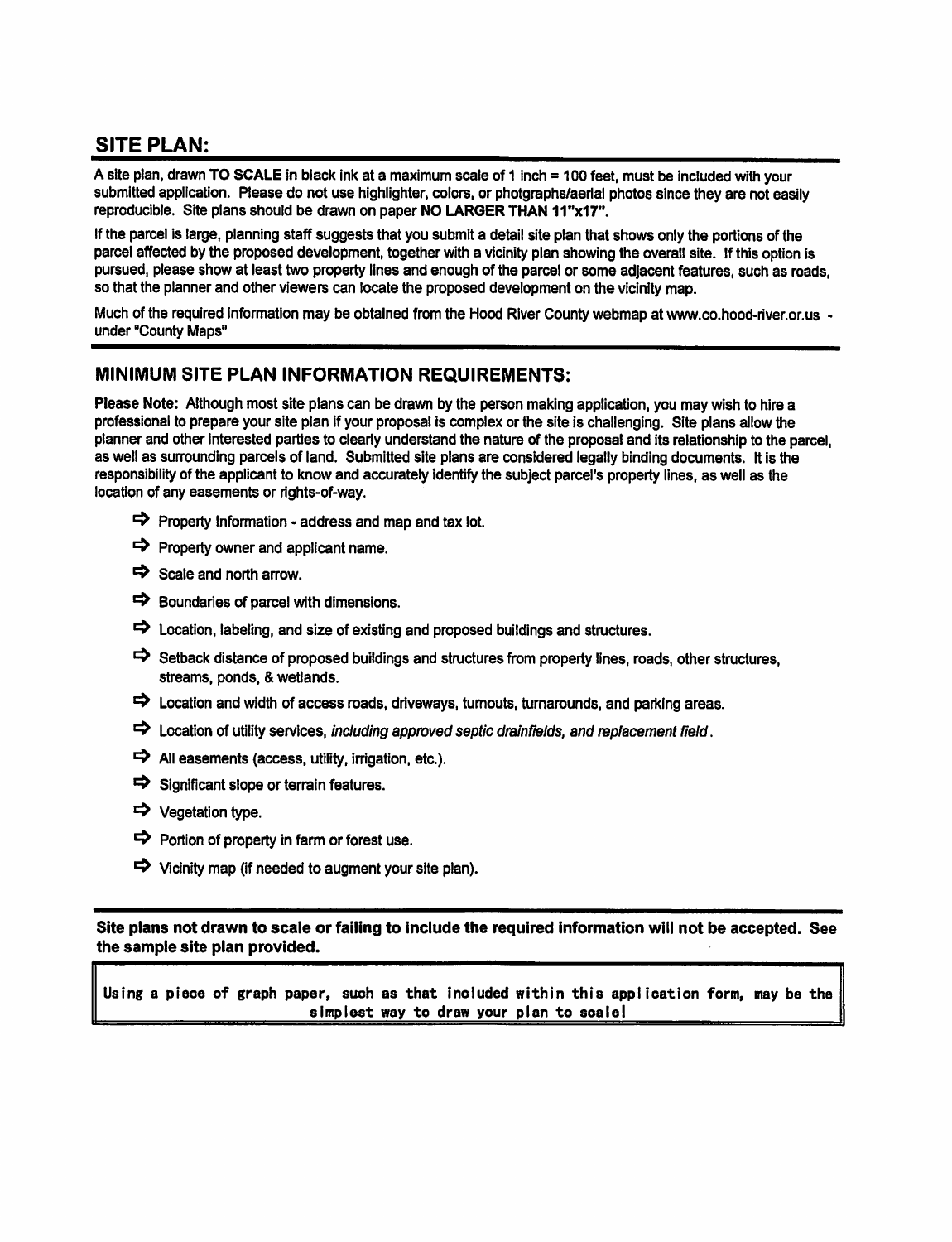## SITE PLAN:

A site plan, drawn **TO SCALE** in black ink at a maximum scale of 1 inch = 100 feet, must be included with your submitted application. Please do not use highlighter, colors, or photgraphs/aerial photos since they are not easily reproducible. Site plans should be drawn on paper **NO LARGER THAN 11"x17"**.

If the parcel is large, planning staff suggests that you submit a detail site plan that shows only the portions of the parcel affected by the proposed development, together with a vicinity plan showing the overall site. If this option is pursued, please show at least two property lines and enough of the parcel or some adjacent features, such as roads, so that the planner and other viewers can locate the proposed development on the vicinity map.

Much of the required information may be obtained from the Hood River County webmap at www.co.hood-river.or.us - under "County Maps"

## MINIMUM SITE PLAN INFORMATION REQUIREMENTS:

**Please Note:** Although most site plans can be drawn by the person making application, you may wish to hire a professional to prepare your site plan if your proposal is complex or the site is challenging. Site plans allow the planner and other interested parties to clearly understand the nature of the proposal and its relationship to the parcel, as well as surrounding parcels of land. Submitted site plans are considered legally binding documents. It is the responsibility of the applicant to know and accurately identify the subject parcel's property lines, as well as the location of any easements or rights-of-way.

- ➡ Property Information - address and map and tax lot.
- ➡ Property owner and applicant name.
- ➡ Scale and north arrow.
- ➡ Boundaries of parcel with dimensions.
- ➡ Location, labeling, and size of existing and proposed buildings and structures.
- ➡ Setback distance of proposed buildings and structures from property lines, roads, other structures, streams, ponds, & wetlands.
- ➡ Location and width of access roads, driveways, turnouts, turnarounds, and parking areas.
- ➡ Location of utility services, *including approved septic drainfields, and replacement field*.
- ➡ All easements (access, utility, irrigation, etc.).
- ➡ Significant slope or terrain features.
- ➡ Vegetation type.
- ➡ Portion of property in farm or forest use.
- ➡ Vicinity map (if needed to augment your site plan).

**Site plans not drawn to scale or failing to include the required information will not be accepted. See the sample site plan provided.**

Using a piece of graph paper, such as that included within this application form, may be the simplest way to draw your plan to scale!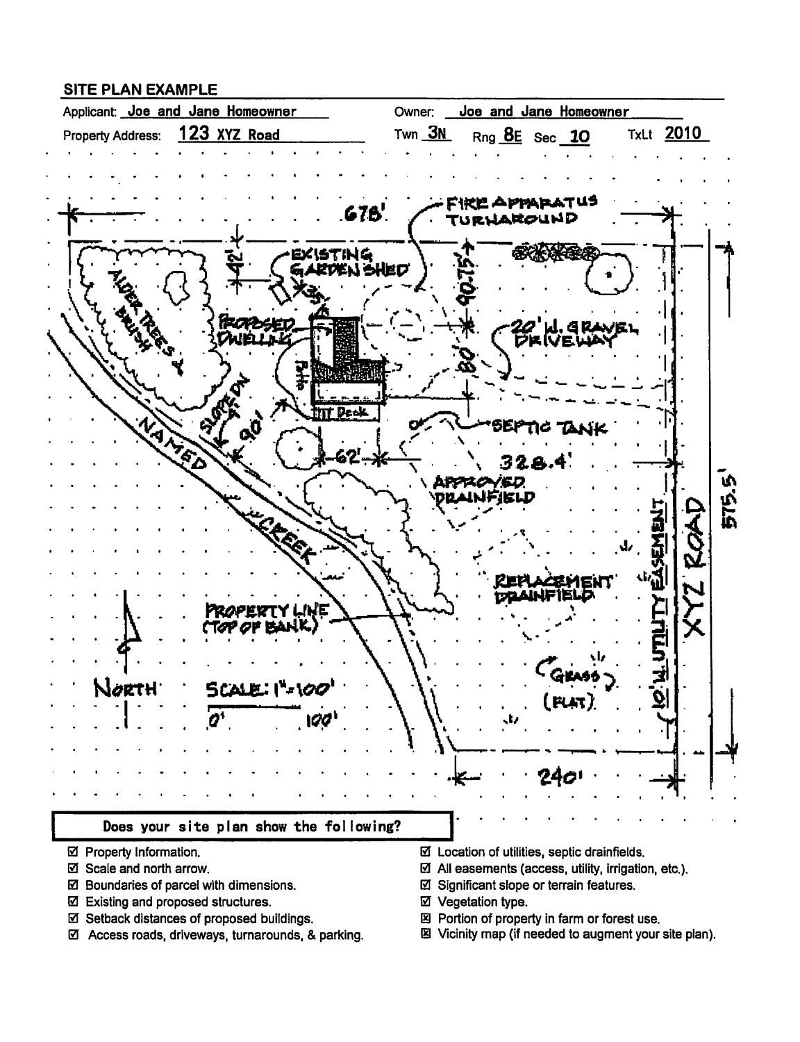## SITE PLAN EXAMPLE

Applicant: Joe and Jane Homeowner  Owner: Joe and Jane Homeowner

Property Address: 123 XYZ Road  Twn 3N  Rng 8E  Sec 10  TxLt 2010

678'

FIRE APPARATUS TURNAROUND

42'

EXISTING GARDEN SHED

35'

90.75'

PROPOSED DWELLING

Patio

20' W. GRAVEL DRIVEWAY

80'

ALDER TREES & BRUSH

SLOPE DN

Deck

90'

SEPTIC TANK

62'

328.4'

NAMED CREEK

APPROVED DRAINFIELD

REPLACEMENT DRAINFIELD

10' W. UTILITY EASEMENT

XYZ ROAD

575.5'

PROPERTY LINE (TOP OF BANK)

NORTH

SCALE: 1" = 100'

0'  100'

(GRASS) (FLAT)

240'

**Does your site plan show the following?**

- ☑ Property Information.
- ☑ Scale and north arrow.
- ☑ Boundaries of parcel with dimensions.
- ☑ Existing and proposed structures.
- ☑ Setback distances of proposed buildings.
- ☑ Access roads, driveways, turnarounds, & parking.
- ☑ Location of utilities, septic drainfields.
- ☑ All easements (access, utility, irrigation, etc.).
- ☑ Significant slope or terrain features.
- ☑ Vegetation type.
- ☒ Portion of property in farm or forest use.
- ☒ Vicinity map (if needed to augment your site plan).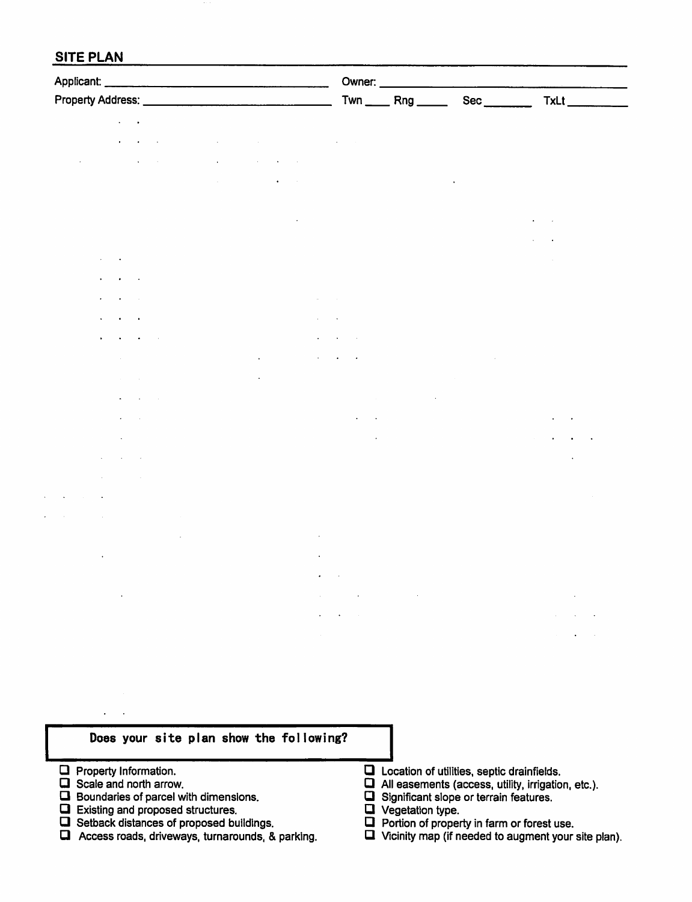## SITE PLAN

Applicant: ______________________________ Owner: ______________________________

Property Address: ______________________________ Twn ____ Rng _____ Sec _______ TxLt _________

**Does your site plan show the following?**

- ☐ Property Information.
- ☐ Scale and north arrow.
- ☐ Boundaries of parcel with dimensions.
- ☐ Existing and proposed structures.
- ☐ Setback distances of proposed buildings.
- ☐ Access roads, driveways, turnarounds, & parking.
- ☐ Location of utilities, septic drainfields.
- ☐ All easements (access, utility, irrigation, etc.).
- ☐ Significant slope or terrain features.
- ☐ Vegetation type.
- ☐ Portion of property in farm or forest use.
- ☐ Vicinity map (if needed to augment your site plan).